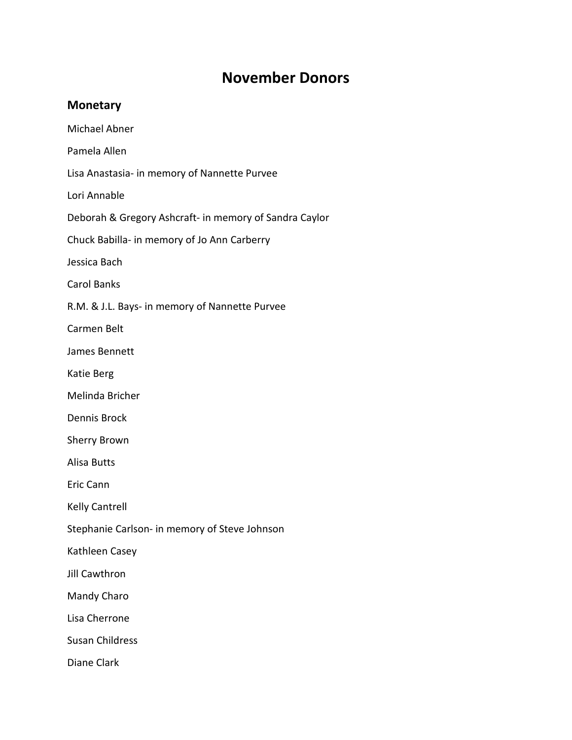# November Donors

## Monetary

Michael Abner

Pamela Allen

Lisa Anastasia- in memory of Nannette Purvee

Lori Annable

Deborah & Gregory Ashcraft- in memory of Sandra Caylor

Chuck Babilla- in memory of Jo Ann Carberry

Jessica Bach

Carol Banks

R.M. & J.L. Bays- in memory of Nannette Purvee

Carmen Belt

James Bennett

Katie Berg

Melinda Bricher

Dennis Brock

Sherry Brown

Alisa Butts

Eric Cann

Kelly Cantrell

Stephanie Carlson- in memory of Steve Johnson

Kathleen Casey

Jill Cawthron

Mandy Charo

Lisa Cherrone

Susan Childress

Diane Clark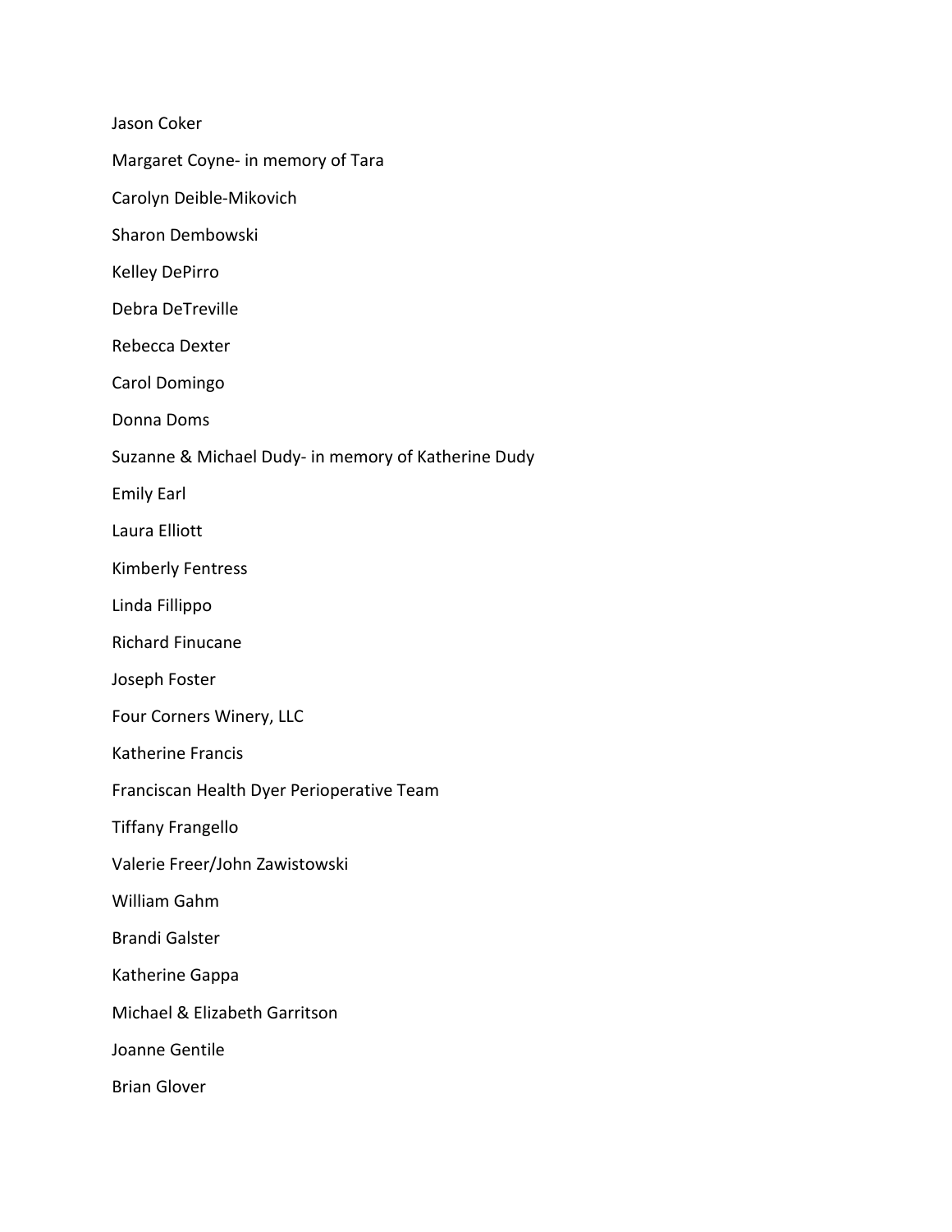Jason Coker

Margaret Coyne- in memory of Tara

Carolyn Deible-Mikovich

Sharon Dembowski

Kelley DePirro

Debra DeTreville

Rebecca Dexter

Carol Domingo

Donna Doms

Suzanne & Michael Dudy- in memory of Katherine Dudy

Emily Earl

Laura Elliott

Kimberly Fentress

Linda Fillippo

Richard Finucane

Joseph Foster

Four Corners Winery, LLC

Katherine Francis

Franciscan Health Dyer Perioperative Team

Tiffany Frangello

Valerie Freer/John Zawistowski

William Gahm

Brandi Galster

Katherine Gappa

Michael & Elizabeth Garritson

Joanne Gentile

Brian Glover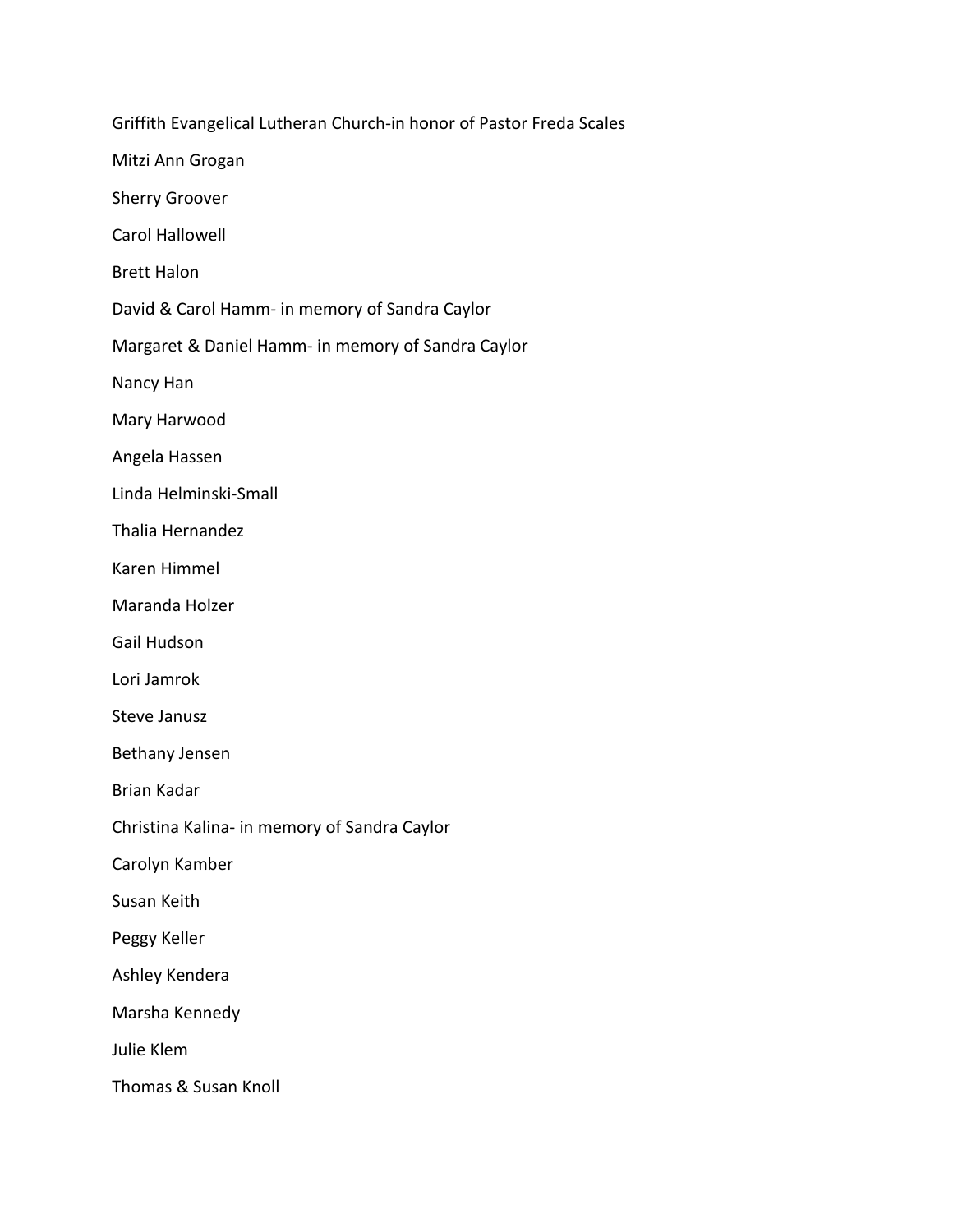Griffith Evangelical Lutheran Church-in honor of Pastor Freda Scales

Mitzi Ann Grogan

Sherry Groover

Carol Hallowell

Brett Halon

David & Carol Hamm- in memory of Sandra Caylor

Margaret & Daniel Hamm- in memory of Sandra Caylor

Nancy Han

Mary Harwood

Angela Hassen

Linda Helminski-Small

Thalia Hernandez

Karen Himmel

Maranda Holzer

Gail Hudson

Lori Jamrok

Steve Janusz

Bethany Jensen

Brian Kadar

Christina Kalina- in memory of Sandra Caylor

Carolyn Kamber

Susan Keith

Peggy Keller

Ashley Kendera

Marsha Kennedy

Julie Klem

Thomas & Susan Knoll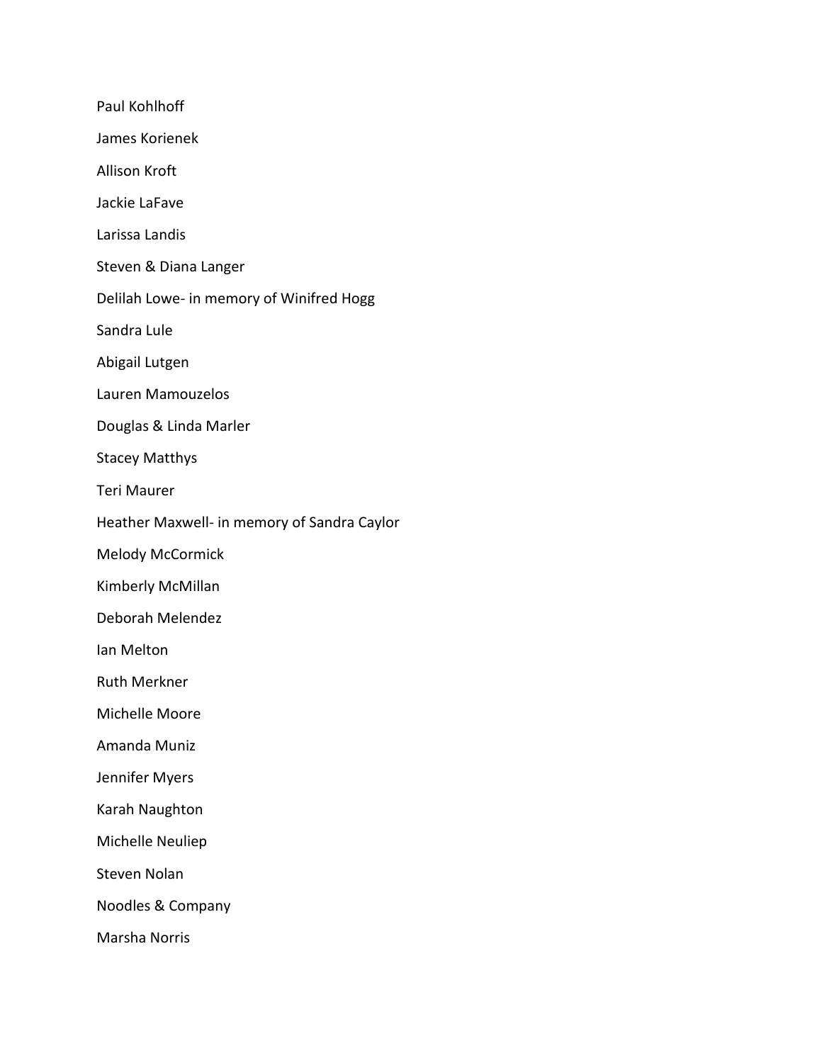Paul Kohlhoff

James Korienek

Allison Kroft

Jackie LaFave

Larissa Landis

Steven & Diana Langer

Delilah Lowe- in memory of Winifred Hogg

Sandra Lule

Abigail Lutgen

Lauren Mamouzelos

Douglas & Linda Marler

Stacey Matthys

Teri Maurer

Heather Maxwell- in memory of Sandra Caylor

Melody McCormick

Kimberly McMillan

Deborah Melendez

Ian Melton

Ruth Merkner

Michelle Moore

Amanda Muniz

Jennifer Myers

Karah Naughton

Michelle Neuliep

Steven Nolan

Noodles & Company

Marsha Norris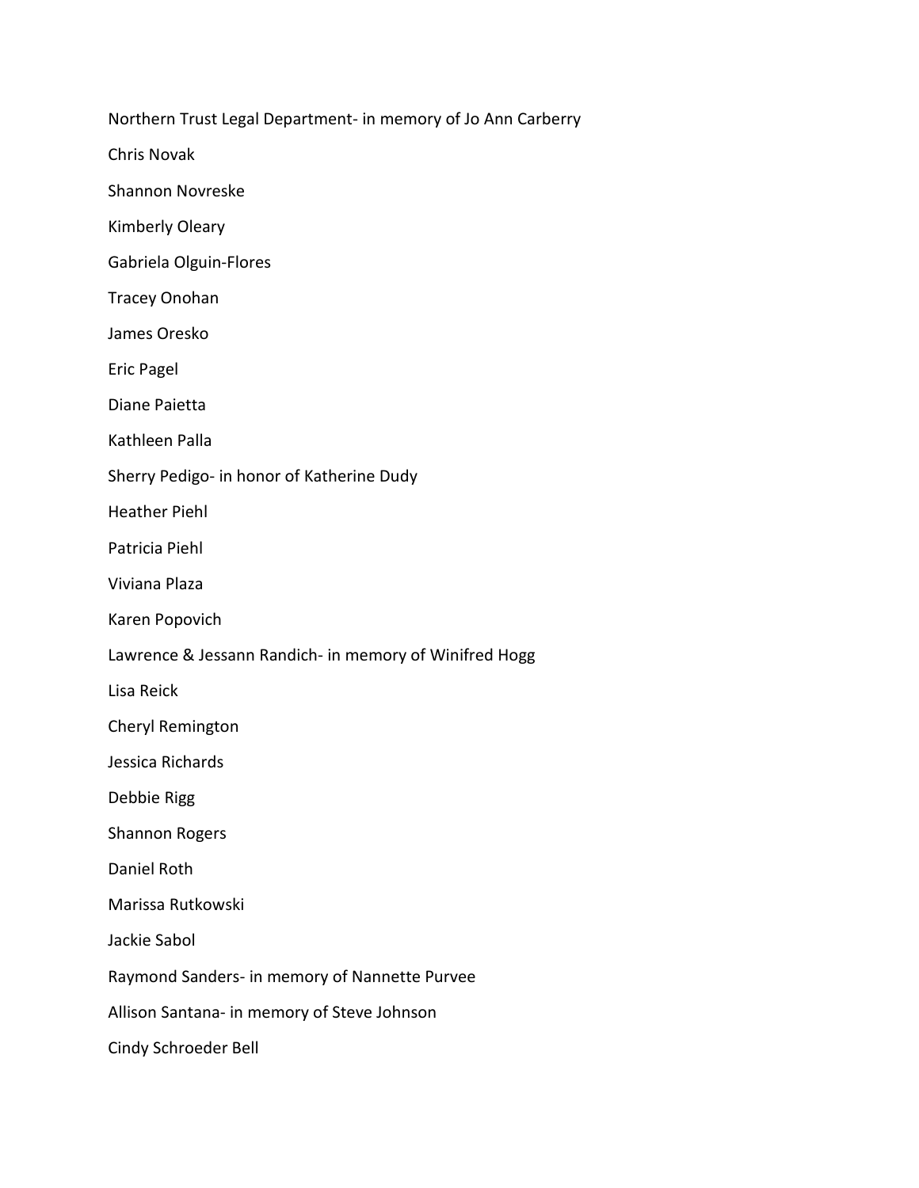Northern Trust Legal Department- in memory of Jo Ann Carberry

Chris Novak

Shannon Novreske

Kimberly Oleary

Gabriela Olguin-Flores

Tracey Onohan

James Oresko

Eric Pagel

Diane Paietta

Kathleen Palla

Sherry Pedigo- in honor of Katherine Dudy

Heather Piehl

Patricia Piehl

Viviana Plaza

Karen Popovich

Lawrence & Jessann Randich- in memory of Winifred Hogg

Lisa Reick

Cheryl Remington

Jessica Richards

Debbie Rigg

Shannon Rogers

Daniel Roth

Marissa Rutkowski

Jackie Sabol

Raymond Sanders- in memory of Nannette Purvee

Allison Santana- in memory of Steve Johnson

Cindy Schroeder Bell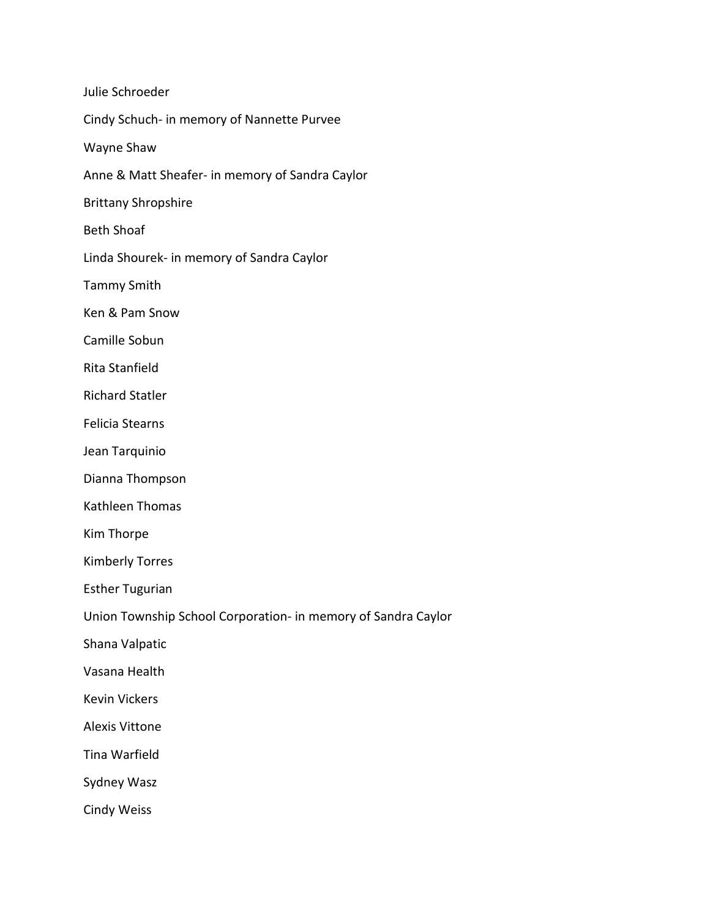Julie Schroeder

Cindy Schuch- in memory of Nannette Purvee

Wayne Shaw

Anne & Matt Sheafer- in memory of Sandra Caylor

Brittany Shropshire

Beth Shoaf

Linda Shourek- in memory of Sandra Caylor

Tammy Smith

Ken & Pam Snow

Camille Sobun

Rita Stanfield

Richard Statler

Felicia Stearns

Jean Tarquinio

Dianna Thompson

Kathleen Thomas

Kim Thorpe

Kimberly Torres

Esther Tugurian

Union Township School Corporation- in memory of Sandra Caylor

Shana Valpatic

Vasana Health

Kevin Vickers

Alexis Vittone

Tina Warfield

Sydney Wasz

Cindy Weiss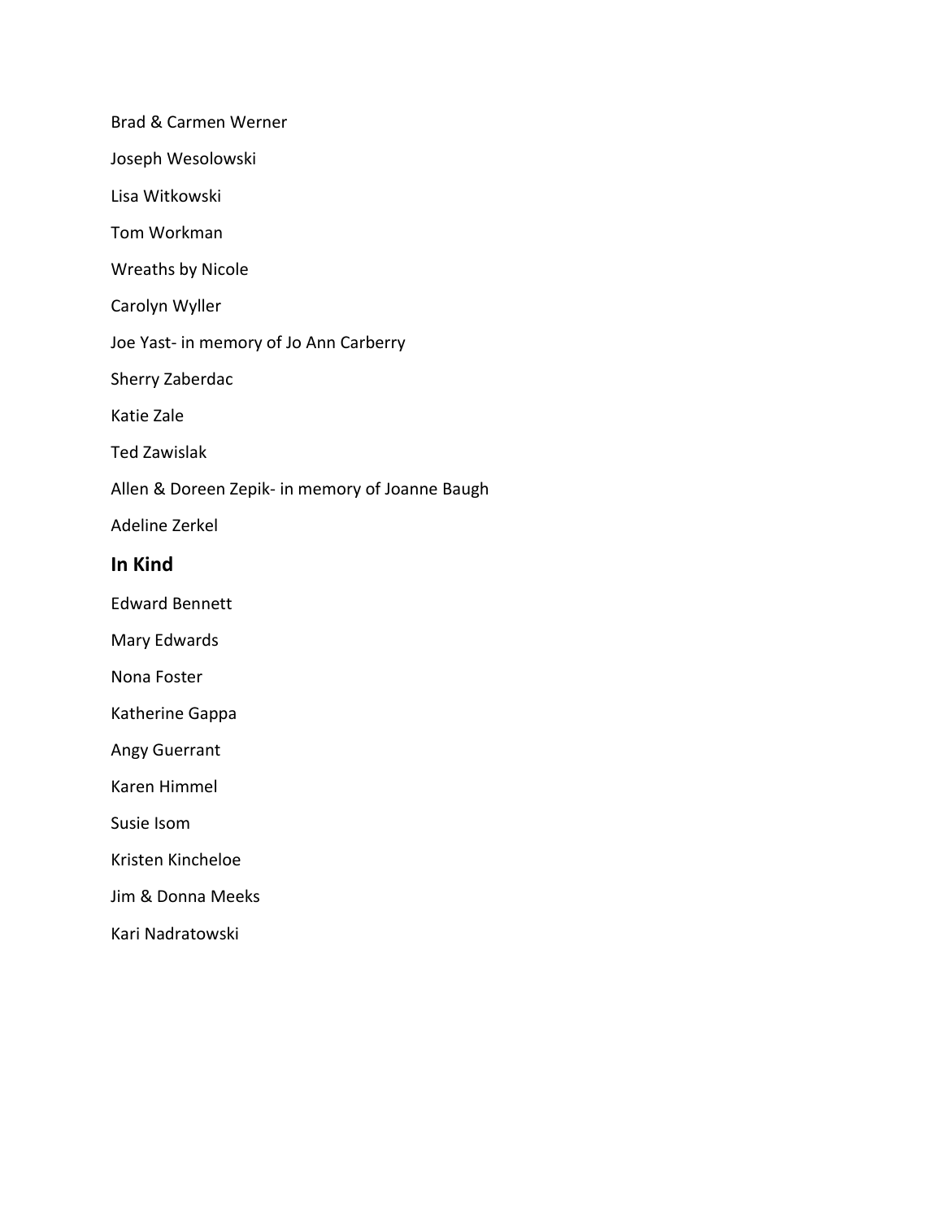Brad & Carmen Werner

Joseph Wesolowski

Lisa Witkowski

Tom Workman

Wreaths by Nicole

Carolyn Wyller

Joe Yast- in memory of Jo Ann Carberry

Sherry Zaberdac

Katie Zale

Ted Zawislak

Allen & Doreen Zepik- in memory of Joanne Baugh

Adeline Zerkel

## In Kind

Edward Bennett

Mary Edwards

Nona Foster

Katherine Gappa

Angy Guerrant

Karen Himmel

Susie Isom

Kristen Kincheloe

Jim & Donna Meeks

Kari Nadratowski